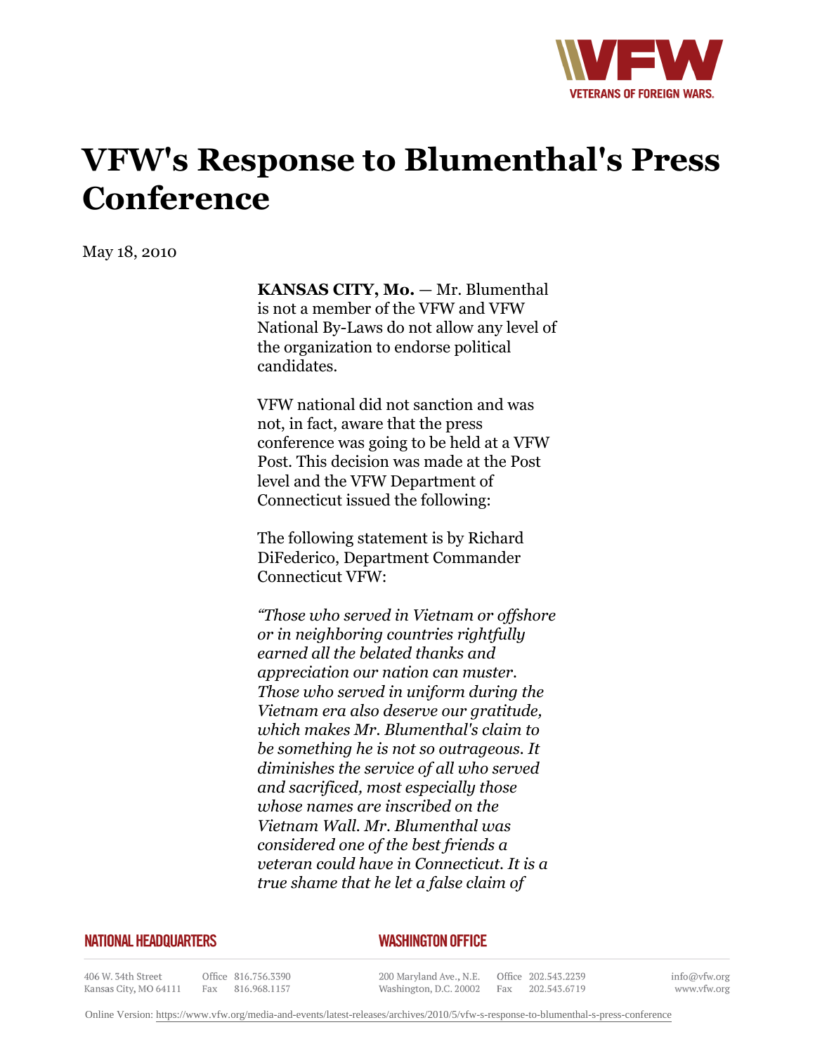# VFW's Response to Blumenthal's Press Conference

May 18, 2010

**KANSAS CITY, Mo.** — Mr. Blumenthal is not a member of the VFW and VFW National By-Laws do not allow any level of the organization to endorse political candidates.

VFW national did not sanction and was not, in fact, aware that the press conference was going to be held at a VFW Post. This decision was made at the Post level and the VFW Department of Connecticut issued the following:

The following statement is by Richard DiFederico, Department Commander Connecticut VFW:

*"Those who served in Vietnam or offshore or in neighboring countries rightfully earned all the belated thanks and appreciation our nation can muster. Those who served in uniform during the Vietnam era also deserve our gratitude, which makes Mr. Blumenthal's claim to be something he is not so outrageous. It diminishes the service of all who served and sacrificed, most especially those whose names are inscribed on the Vietnam Wall. Mr. Blumenthal was considered one of the best friends a veteran could have in Connecticut. It is a true shame that he let a false claim of*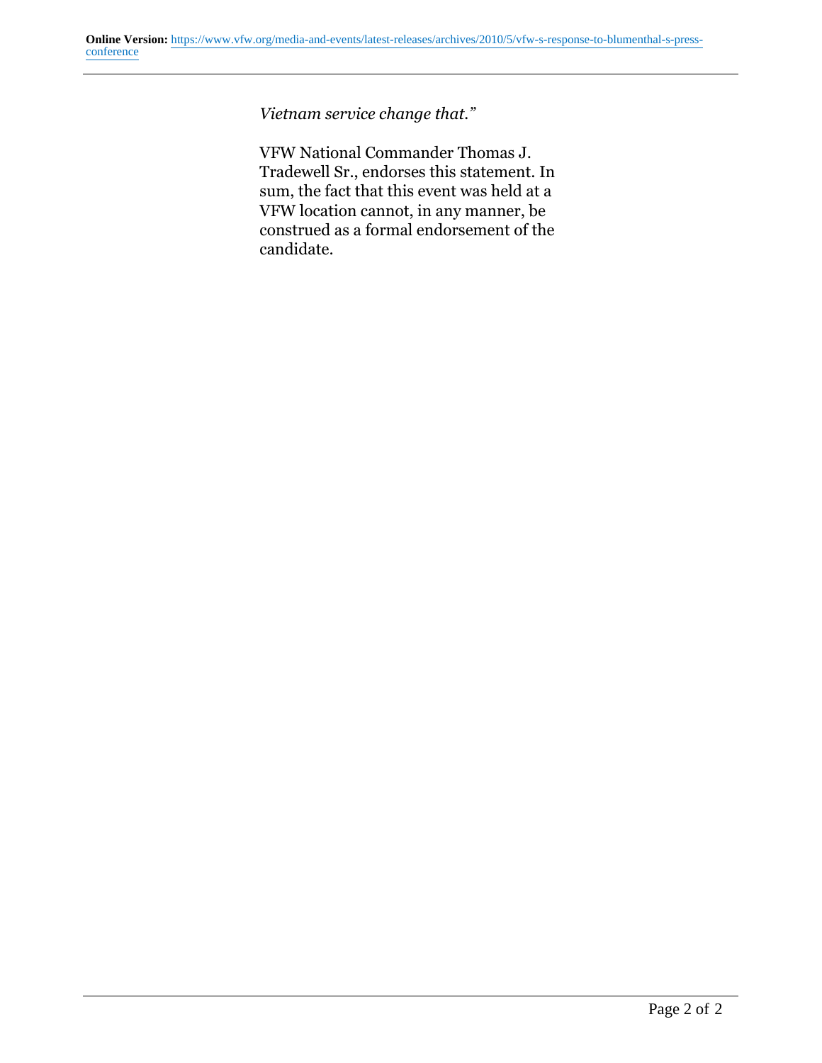*Vietnam service change that."*

VFW National Commander Thomas J. Tradewell Sr., endorses this statement. In sum, the fact that this event was held at a VFW location cannot, in any manner, be construed as a formal endorsement of the candidate.